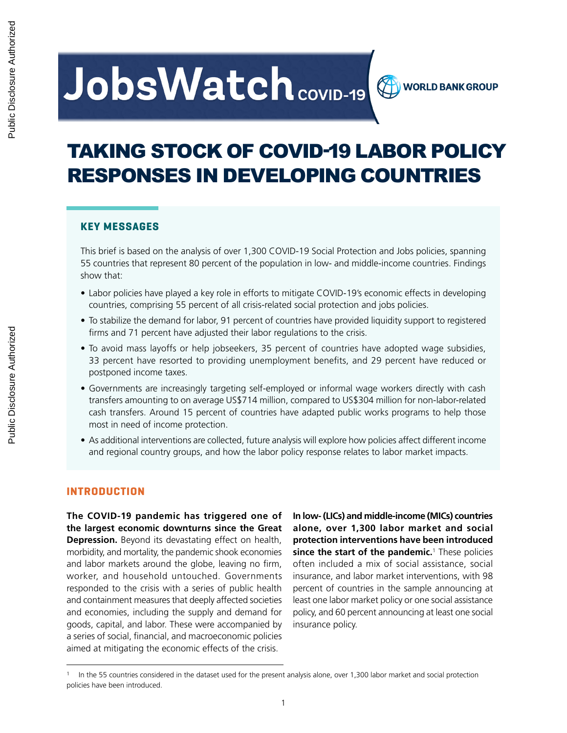# JobsWatch COVID-19

# TAKING STOCK OF COVID-19 LABOR POLICY RESPONSES IN DEVELOPING COUNTRIES

## KEY MESSAGES

This brief is based on the analysis of over 1,300 COVID-19 Social Protection and Jobs policies, spanning 55 countries that represent 80 percent of the population in low- and middle-income countries. Findings show that:

- Labor policies have played a key role in efforts to mitigate COVID-19's economic effects in developing countries, comprising 55 percent of all crisis-related social protection and jobs policies.
- To stabilize the demand for labor, 91 percent of countries have provided liquidity support to registered firms and 71 percent have adjusted their labor regulations to the crisis.
- To avoid mass layoffs or help jobseekers, 35 percent of countries have adopted wage subsidies, 33 percent have resorted to providing unemployment benefits, and 29 percent have reduced or postponed income taxes.
- Governments are increasingly targeting self-employed or informal wage workers directly with cash transfers amounting to on average US$714 million, compared to US$304 million for non-labor-related cash transfers. Around 15 percent of countries have adapted public works programs to help those most in need of income protection.
- As additional interventions are collected, future analysis will explore how policies affect different income and regional country groups, and how the labor policy response relates to labor market impacts.

## INTRODUCTION

**The COVID-19 pandemic has triggered one of the largest economic downturns since the Great Depression.** Beyond its devastating effect on health, morbidity, and mortality, the pandemic shook economies and labor markets around the globe, leaving no firm, worker, and household untouched. Governments responded to the crisis with a series of public health and containment measures that deeply affected societies and economies, including the supply and demand for goods, capital, and labor. These were accompanied by a series of social, financial, and macroeconomic policies aimed at mitigating the economic effects of the crisis.

**In low- (LICs) and middle-income (MICs) countries alone, over 1,300 labor market and social protection interventions have been introduced since the start of the pandemic.**[1] These policies often included a mix of social assistance, social insurance, and labor market interventions, with 98 percent of countries in the sample announcing at least one labor market policy or one social assistance policy, and 60 percent announcing at least one social insurance policy.

[1] In the 55 countries considered in the dataset used for the present analysis alone, over 1,300 labor market and social protection policies have been introduced.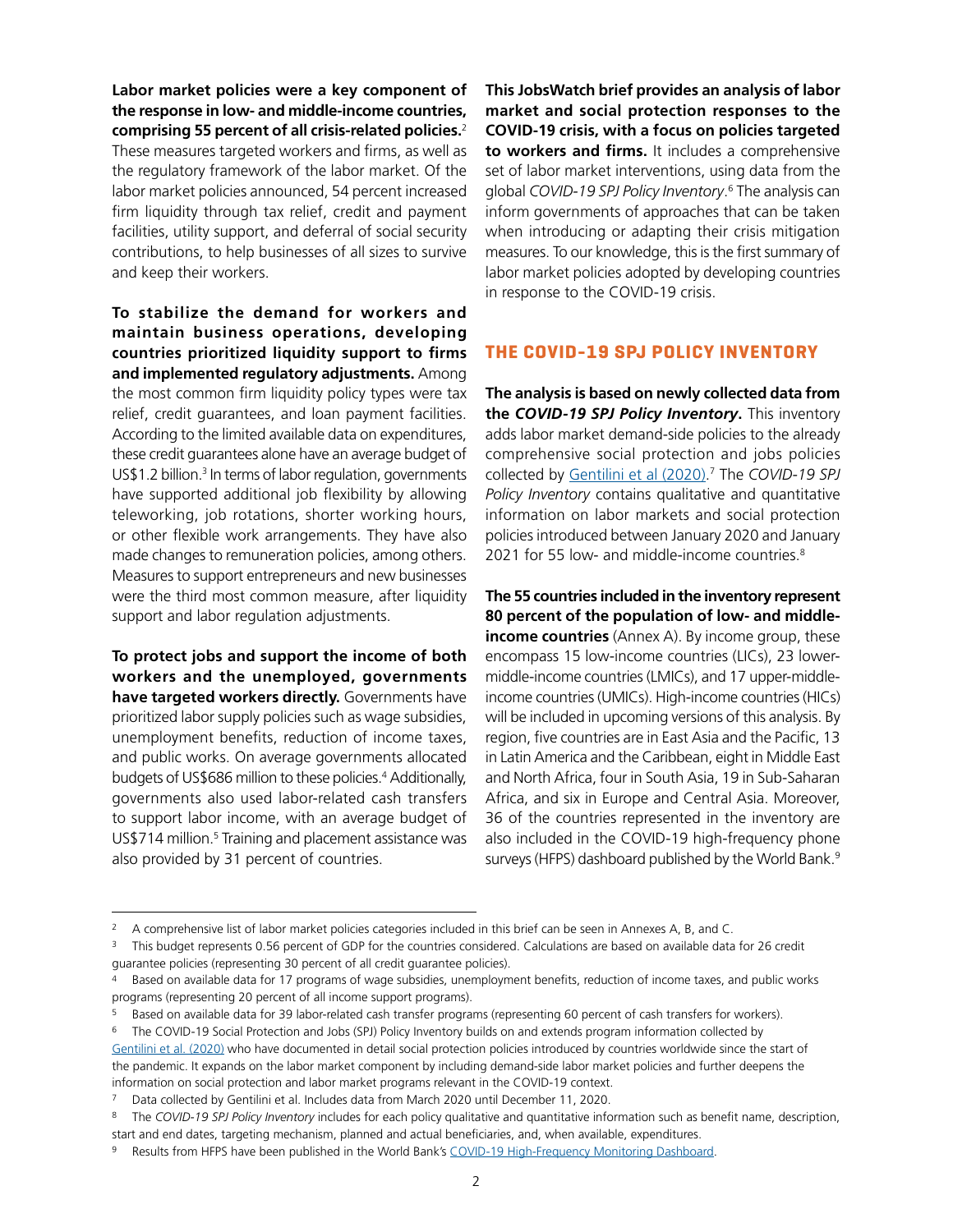**Labor market policies were a key component of the response in low- and middle-income countries, comprising 55 percent of all crisis-related policies.**[2] These measures targeted workers and firms, as well as the regulatory framework of the labor market. Of the labor market policies announced, 54 percent increased firm liquidity through tax relief, credit and payment facilities, utility support, and deferral of social security contributions, to help businesses of all sizes to survive and keep their workers.

**To stabilize the demand for workers and maintain business operations, developing countries prioritized liquidity support to firms and implemented regulatory adjustments.** Among the most common firm liquidity policy types were tax relief, credit guarantees, and loan payment facilities. According to the limited available data on expenditures, these credit guarantees alone have an average budget of US$1.2 billion.[3] In terms of labor regulation, governments have supported additional job flexibility by allowing teleworking, job rotations, shorter working hours, or other flexible work arrangements. They have also made changes to remuneration policies, among others. Measures to support entrepreneurs and new businesses were the third most common measure, after liquidity support and labor regulation adjustments.

**To protect jobs and support the income of both workers and the unemployed, governments have targeted workers directly.** Governments have prioritized labor supply policies such as wage subsidies, unemployment benefits, reduction of income taxes, and public works. On average governments allocated budgets of US$686 million to these policies.[4] Additionally, governments also used labor-related cash transfers to support labor income, with an average budget of US$714 million.[5] Training and placement assistance was also provided by 31 percent of countries.

**This JobsWatch brief provides an analysis of labor market and social protection responses to the COVID-19 crisis, with a focus on policies targeted to workers and firms.** It includes a comprehensive set of labor market interventions, using data from the global *COVID-19 SPJ Policy Inventory*.[6] The analysis can inform governments of approaches that can be taken when introducing or adapting their crisis mitigation measures. To our knowledge, this is the first summary of labor market policies adopted by developing countries in response to the COVID-19 crisis.

## THE COVID-19 SPJ POLICY INVENTORY

**The analysis is based on newly collected data from the *COVID-19 SPJ Policy Inventory*.** This inventory adds labor market demand-side policies to the already comprehensive social protection and jobs policies collected by Gentilini et al (2020).[7] The *COVID-19 SPJ Policy Inventory* contains qualitative and quantitative information on labor markets and social protection policies introduced between January 2020 and January 2021 for 55 low- and middle-income countries.[8]

**The 55 countries included in the inventory represent 80 percent of the population of low- and middle-income countries** (Annex A). By income group, these encompass 15 low-income countries (LICs), 23 lower-middle-income countries (LMICs), and 17 upper-middle-income countries (UMICs). High-income countries (HICs) will be included in upcoming versions of this analysis. By region, five countries are in East Asia and the Pacific, 13 in Latin America and the Caribbean, eight in Middle East and North Africa, four in South Asia, 19 in Sub-Saharan Africa, and six in Europe and Central Asia. Moreover, 36 of the countries represented in the inventory are also included in the COVID-19 high-frequency phone surveys (HFPS) dashboard published by the World Bank.[9]

---

[2] A comprehensive list of labor market policies categories included in this brief can be seen in Annexes A, B, and C.

[3] This budget represents 0.56 percent of GDP for the countries considered. Calculations are based on available data for 26 credit guarantee policies (representing 30 percent of all credit guarantee policies).

[4] Based on available data for 17 programs of wage subsidies, unemployment benefits, reduction of income taxes, and public works programs (representing 20 percent of all income support programs).

[5] Based on available data for 39 labor-related cash transfer programs (representing 60 percent of cash transfers for workers).

[6] The COVID-19 Social Protection and Jobs (SPJ) Policy Inventory builds on and extends program information collected by Gentilini et al. (2020) who have documented in detail social protection policies introduced by countries worldwide since the start of the pandemic. It expands on the labor market component by including demand-side labor market policies and further deepens the information on social protection and labor market programs relevant in the COVID-19 context.

[7] Data collected by Gentilini et al. Includes data from March 2020 until December 11, 2020.

[8] The *COVID-19 SPJ Policy Inventory* includes for each policy qualitative and quantitative information such as benefit name, description, start and end dates, targeting mechanism, planned and actual beneficiaries, and, when available, expenditures.

[9] Results from HFPS have been published in the World Bank's COVID-19 High-Frequency Monitoring Dashboard.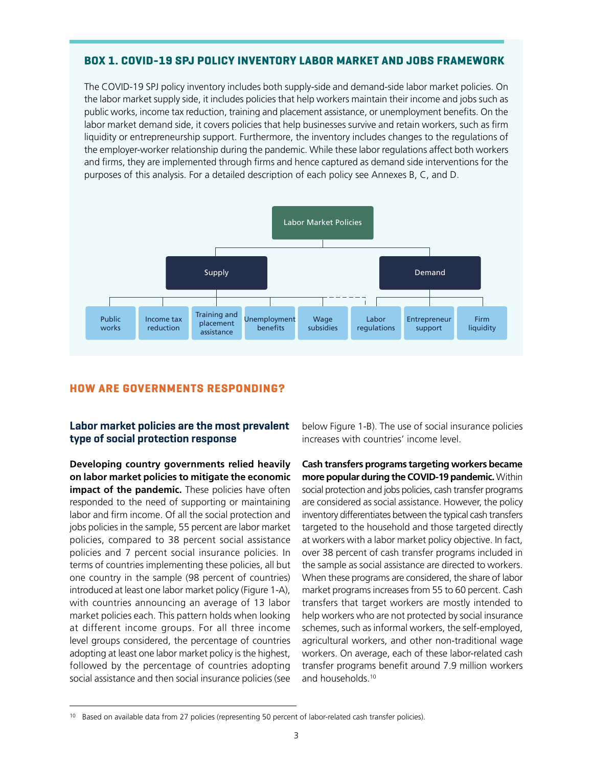## BOX 1. COVID-19 SPJ POLICY INVENTORY LABOR MARKET AND JOBS FRAMEWORK

The COVID-19 SPJ policy inventory includes both supply-side and demand-side labor market policies. On the labor market supply side, it includes policies that help workers maintain their income and jobs such as public works, income tax reduction, training and placement assistance, or unemployment benefits. On the labor market demand side, it covers policies that help businesses survive and retain workers, such as firm liquidity or entrepreneurship support. Furthermore, the inventory includes changes to the regulations of the employer-worker relationship during the pandemic. While these labor regulations affect both workers and firms, they are implemented through firms and hence captured as demand side interventions for the purposes of this analysis. For a detailed description of each policy see Annexes B, C, and D.

Labor Market Policies

- Supply
  - Public works
  - Income tax reduction
  - Training and placement assistance
  - Unemployment benefits
  - Wage subsidies
- Demand
  - Labor regulations
  - Entrepreneur support
  - Firm liquidity

## HOW ARE GOVERNMENTS RESPONDING?

### Labor market policies are the most prevalent type of social protection response

**Developing country governments relied heavily on labor market policies to mitigate the economic impact of the pandemic.** These policies have often responded to the need of supporting or maintaining labor and firm income. Of all the social protection and jobs policies in the sample, 55 percent are labor market policies, compared to 38 percent social assistance policies and 7 percent social insurance policies. In terms of countries implementing these policies, all but one country in the sample (98 percent of countries) introduced at least one labor market policy (Figure 1-A), with countries announcing an average of 13 labor market policies each. This pattern holds when looking at different income groups. For all three income level groups considered, the percentage of countries adopting at least one labor market policy is the highest, followed by the percentage of countries adopting social assistance and then social insurance policies (see below Figure 1-B). The use of social insurance policies increases with countries' income level.

**Cash transfers programs targeting workers became more popular during the COVID-19 pandemic.** Within social protection and jobs policies, cash transfer programs are considered as social assistance. However, the policy inventory differentiates between the typical cash transfers targeted to the household and those targeted directly at workers with a labor market policy objective. In fact, over 38 percent of cash transfer programs included in the sample as social assistance are directed to workers. When these programs are considered, the share of labor market programs increases from 55 to 60 percent. Cash transfers that target workers are mostly intended to help workers who are not protected by social insurance schemes, such as informal workers, the self-employed, agricultural workers, and other non-traditional wage workers. On average, each of these labor-related cash transfer programs benefit around 7.9 million workers and households.[10]

[10] Based on available data from 27 policies (representing 50 percent of labor-related cash transfer policies).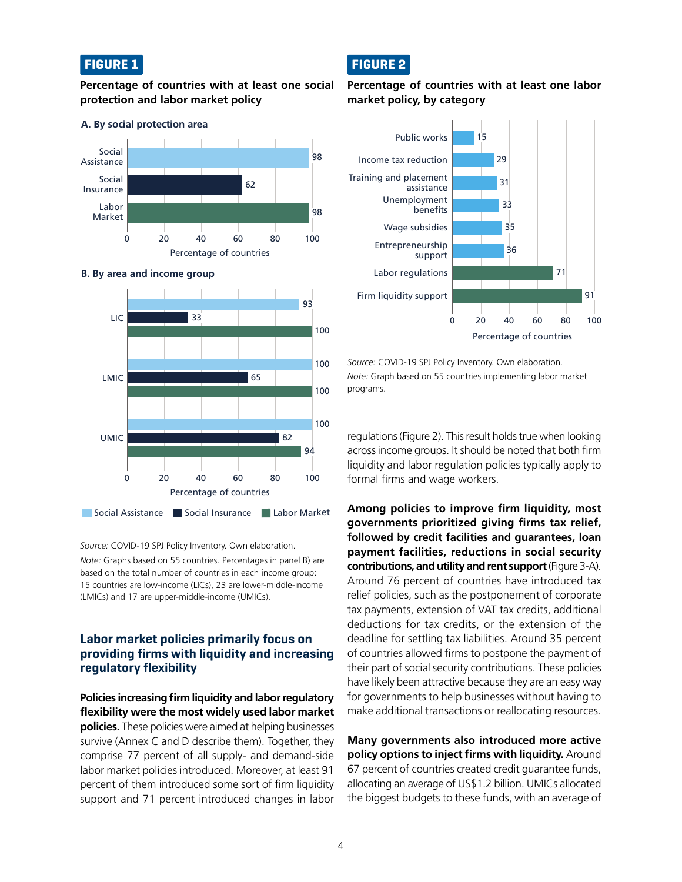**FIGURE 1**

**Percentage of countries with at least one social protection and labor market policy**

**A. By social protection area**

| Area | Percentage of countries |
|---|---|
| Social Assistance | 98 |
| Social Insurance | 62 |
| Labor Market | 98 |

**B. By area and income group**

| Income group | Social Assistance | Social Insurance | Labor Market |
|---|---|---|---|
| LIC | 93 | 33 | 100 |
| LMIC | 100 | 65 | 100 |
| UMIC | 100 | 82 | 94 |

*Source:* COVID-19 SPJ Policy Inventory. Own elaboration.

*Note:* Graphs based on 55 countries. Percentages in panel B) are based on the total number of countries in each income group: 15 countries are low-income (LICs), 23 are lower-middle-income (LMICs) and 17 are upper-middle-income (UMICs).

## Labor market policies primarily focus on providing firms with liquidity and increasing regulatory flexibility

**Policies increasing firm liquidity and labor regulatory flexibility were the most widely used labor market policies.** These policies were aimed at helping businesses survive (Annex C and D describe them). Together, they comprise 77 percent of all supply- and demand-side labor market policies introduced. Moreover, at least 91 percent of them introduced some sort of firm liquidity support and 71 percent introduced changes in labor regulations (Figure 2). This result holds true when looking across income groups. It should be noted that both firm liquidity and labor regulation policies typically apply to formal firms and wage workers.

**FIGURE 2**

**Percentage of countries with at least one labor market policy, by category**

| Category | Percentage of countries |
|---|---|
| Public works | 15 |
| Income tax reduction | 29 |
| Training and placement assistance | 31 |
| Unemployment benefits | 33 |
| Wage subsidies | 35 |
| Entrepreneurship support | 36 |
| Labor regulations | 71 |
| Firm liquidity support | 91 |

*Source:* COVID-19 SPJ Policy Inventory. Own elaboration.

*Note:* Graph based on 55 countries implementing labor market programs.

**Among policies to improve firm liquidity, most governments prioritized giving firms tax relief, followed by credit facilities and guarantees, loan payment facilities, reductions in social security contributions, and utility and rent support** (Figure 3-A). Around 76 percent of countries have introduced tax relief policies, such as the postponement of corporate tax payments, extension of VAT tax credits, additional deductions for tax credits, or the extension of the deadline for settling tax liabilities. Around 35 percent of countries allowed firms to postpone the payment of their part of social security contributions. These policies have likely been attractive because they are an easy way for governments to help businesses without having to make additional transactions or reallocating resources.

**Many governments also introduced more active policy options to inject firms with liquidity.** Around 67 percent of countries created credit guarantee funds, allocating an average of US$1.2 billion. UMICs allocated the biggest budgets to these funds, with an average of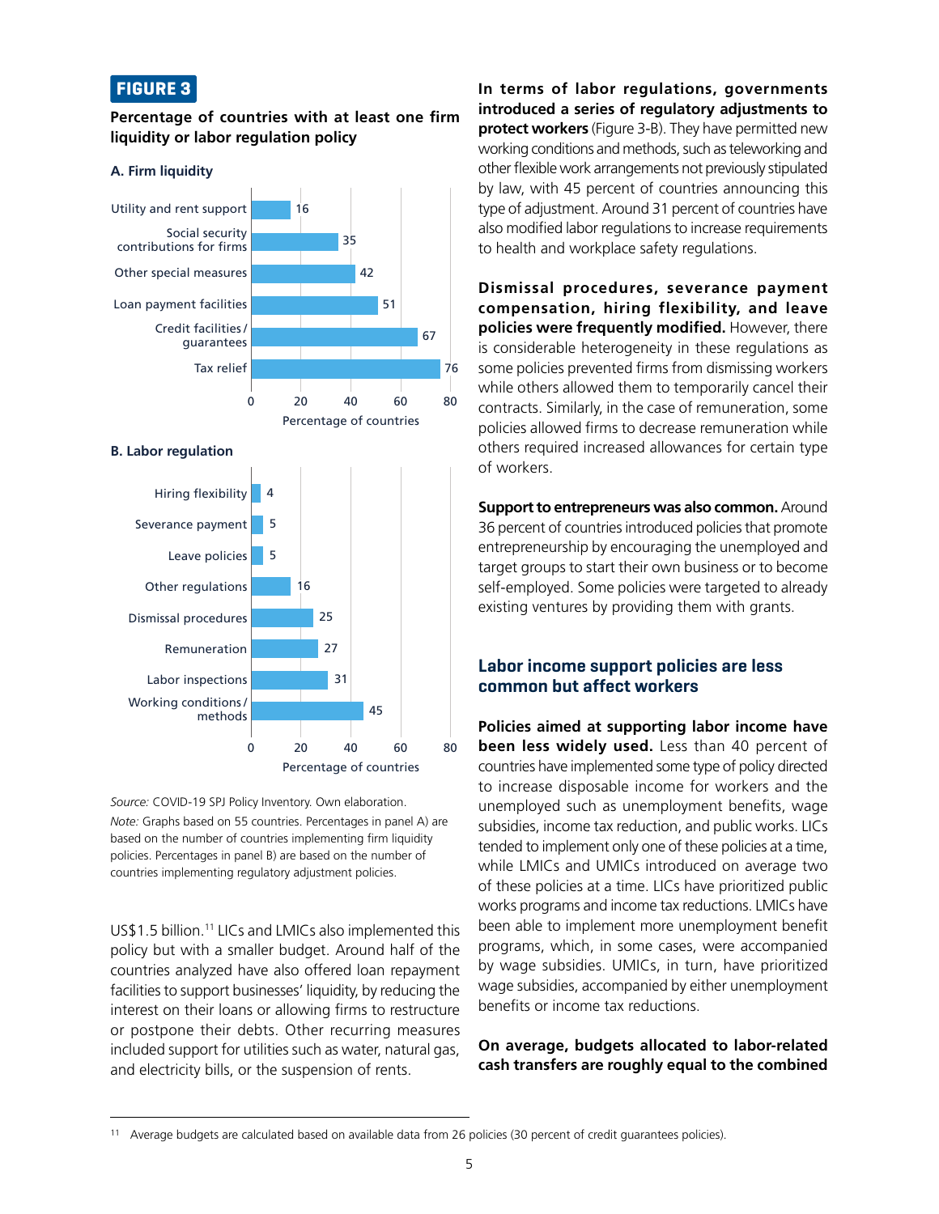**FIGURE 3**

**Percentage of countries with at least one firm liquidity or labor regulation policy**

**A. Firm liquidity**

| Policy | Percentage of countries |
|---|---|
| Utility and rent support | 16 |
| Social security contributions for firms | 35 |
| Other special measures | 42 |
| Loan payment facilities | 51 |
| Credit facilities / guarantees | 67 |
| Tax relief | 76 |

**B. Labor regulation**

| Policy | Percentage of countries |
|---|---|
| Hiring flexibility | 4 |
| Severance payment | 5 |
| Leave policies | 5 |
| Other regulations | 16 |
| Dismissal procedures | 25 |
| Remuneration | 27 |
| Labor inspections | 31 |
| Working conditions / methods | 45 |

*Source:* COVID-19 SPJ Policy Inventory. Own elaboration.
*Note:* Graphs based on 55 countries. Percentages in panel A) are based on the number of countries implementing firm liquidity policies. Percentages in panel B) are based on the number of countries implementing regulatory adjustment policies.

US$1.5 billion.[11] LICs and LMICs also implemented this policy but with a smaller budget. Around half of the countries analyzed have also offered loan repayment facilities to support businesses' liquidity, by reducing the interest on their loans or allowing firms to restructure or postpone their debts. Other recurring measures included support for utilities such as water, natural gas, and electricity bills, or the suspension of rents.

**In terms of labor regulations, governments introduced a series of regulatory adjustments to protect workers** (Figure 3-B). They have permitted new working conditions and methods, such as teleworking and other flexible work arrangements not previously stipulated by law, with 45 percent of countries announcing this type of adjustment. Around 31 percent of countries have also modified labor regulations to increase requirements to health and workplace safety regulations.

**Dismissal procedures, severance payment compensation, hiring flexibility, and leave policies were frequently modified.** However, there is considerable heterogeneity in these regulations as some policies prevented firms from dismissing workers while others allowed them to temporarily cancel their contracts. Similarly, in the case of remuneration, some policies allowed firms to decrease remuneration while others required increased allowances for certain type of workers.

**Support to entrepreneurs was also common.** Around 36 percent of countries introduced policies that promote entrepreneurship by encouraging the unemployed and target groups to start their own business or to become self-employed. Some policies were targeted to already existing ventures by providing them with grants.

## Labor income support policies are less common but affect workers

**Policies aimed at supporting labor income have been less widely used.** Less than 40 percent of countries have implemented some type of policy directed to increase disposable income for workers and the unemployed such as unemployment benefits, wage subsidies, income tax reduction, and public works. LICs tended to implement only one of these policies at a time, while LMICs and UMICs introduced on average two of these policies at a time. LICs have prioritized public works programs and income tax reductions. LMICs have been able to implement more unemployment benefit programs, which, in some cases, were accompanied by wage subsidies. UMICs, in turn, have prioritized wage subsidies, accompanied by either unemployment benefits or income tax reductions.

**On average, budgets allocated to labor-related cash transfers are roughly equal to the combined**

[11] Average budgets are calculated based on available data from 26 policies (30 percent of credit guarantees policies).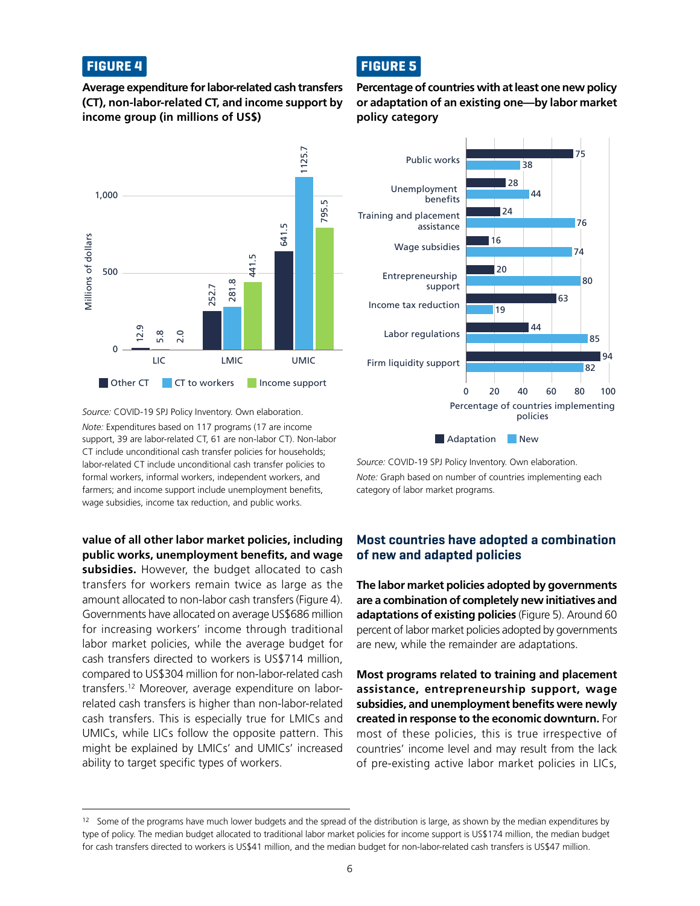**FIGURE 4**

**Average expenditure for labor-related cash transfers (CT), non-labor-related CT, and income support by income group (in millions of US$)**

| Income group | Other CT | CT to workers | Income support |
|---|---|---|---|
| LIC | 12.9 | 5.8 | 2.0 |
| LMIC | 252.7 | 281.8 | 441.5 |
| UMIC | 641.5 | 1125.7 | 795.5 |

*Source:* COVID-19 SPJ Policy Inventory. Own elaboration.

*Note:* Expenditures based on 117 programs (17 are income support, 39 are labor-related CT, 61 are non-labor CT). Non-labor CT include unconditional cash transfer policies for households; labor-related CT include unconditional cash transfer policies to formal workers, informal workers, independent workers, and farmers; and income support include unemployment benefits, wage subsidies, income tax reduction, and public works.

**FIGURE 5**

**Percentage of countries with at least one new policy or adaptation of an existing one—by labor market policy category**

| Labor market policy category | Adaptation | New |
|---|---|---|
| Public works | 75 | 38 |
| Unemployment benefits | 28 | 44 |
| Training and placement assistance | 24 | 76 |
| Wage subsidies | 16 | 74 |
| Entrepreneurship support | 20 | 80 |
| Income tax reduction | 63 | 19 |
| Labor regulations | 44 | 85 |
| Firm liquidity support | 94 | 82 |

Percentage of countries implementing policies

*Source:* COVID-19 SPJ Policy Inventory. Own elaboration.

*Note:* Graph based on number of countries implementing each category of labor market programs.

**value of all other labor market policies, including public works, unemployment benefits, and wage subsidies.** However, the budget allocated to cash transfers for workers remain twice as large as the amount allocated to non-labor cash transfers (Figure 4). Governments have allocated on average US$686 million for increasing workers' income through traditional labor market policies, while the average budget for cash transfers directed to workers is US$714 million, compared to US$304 million for non-labor-related cash transfers.[12] Moreover, average expenditure on labor-related cash transfers is higher than non-labor-related cash transfers. This is especially true for LMICs and UMICs, while LICs follow the opposite pattern. This might be explained by LMICs' and UMICs' increased ability to target specific types of workers.

## Most countries have adopted a combination of new and adapted policies

**The labor market policies adopted by governments are a combination of completely new initiatives and adaptations of existing policies** (Figure 5). Around 60 percent of labor market policies adopted by governments are new, while the remainder are adaptations.

**Most programs related to training and placement assistance, entrepreneurship support, wage subsidies, and unemployment benefits were newly created in response to the economic downturn.** For most of these policies, this is true irrespective of countries' income level and may result from the lack of pre-existing active labor market policies in LICs,

[12] Some of the programs have much lower budgets and the spread of the distribution is large, as shown by the median expenditures by type of policy. The median budget allocated to traditional labor market policies for income support is US$174 million, the median budget for cash transfers directed to workers is US$41 million, and the median budget for non-labor-related cash transfers is US$47 million.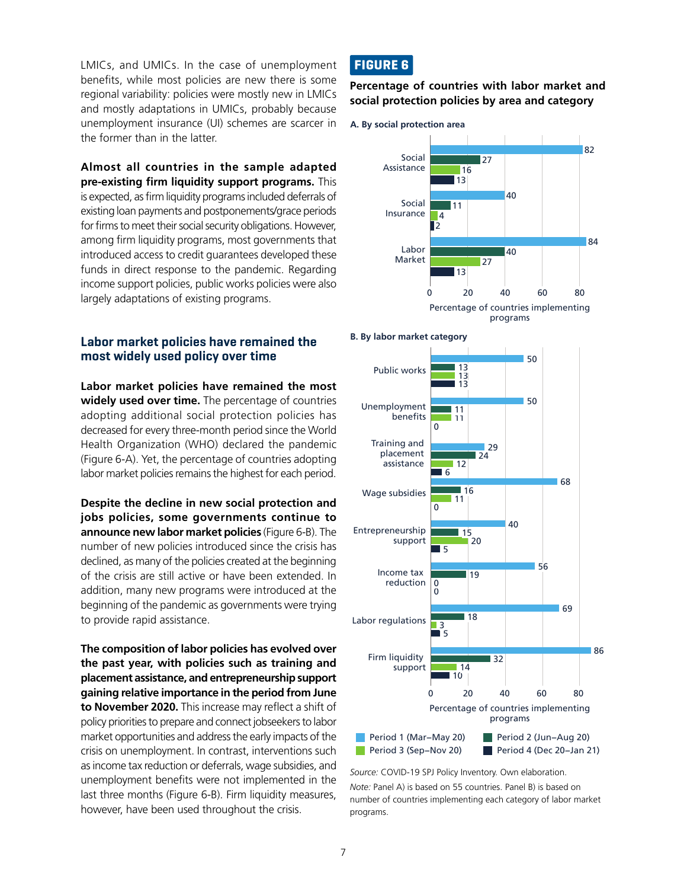LMICs, and UMICs. In the case of unemployment benefits, while most policies are new there is some regional variability: policies were mostly new in LMICs and mostly adaptations in UMICs, probably because unemployment insurance (UI) schemes are scarcer in the former than in the latter.

**Almost all countries in the sample adapted pre-existing firm liquidity support programs.** This is expected, as firm liquidity programs included deferrals of existing loan payments and postponements/grace periods for firms to meet their social security obligations. However, among firm liquidity programs, most governments that introduced access to credit guarantees developed these funds in direct response to the pandemic. Regarding income support policies, public works policies were also largely adaptations of existing programs.

## Labor market policies have remained the most widely used policy over time

**Labor market policies have remained the most widely used over time.** The percentage of countries adopting additional social protection policies has decreased for every three-month period since the World Health Organization (WHO) declared the pandemic (Figure 6-A). Yet, the percentage of countries adopting labor market policies remains the highest for each period.

**Despite the decline in new social protection and jobs policies, some governments continue to announce new labor market policies** (Figure 6-B). The number of new policies introduced since the crisis has declined, as many of the policies created at the beginning of the crisis are still active or have been extended. In addition, many new programs were introduced at the beginning of the pandemic as governments were trying to provide rapid assistance.

**The composition of labor policies has evolved over the past year, with policies such as training and placement assistance, and entrepreneurship support gaining relative importance in the period from June to November 2020.** This increase may reflect a shift of policy priorities to prepare and connect jobseekers to labor market opportunities and address the early impacts of the crisis on unemployment. In contrast, interventions such as income tax reduction or deferrals, wage subsidies, and unemployment benefits were not implemented in the last three months (Figure 6-B). Firm liquidity measures, however, have been used throughout the crisis.

**FIGURE 6**

**Percentage of countries with labor market and social protection policies by area and category**

**A. By social protection area**

| Area | Period 1 (Mar–May 20) | Period 2 (Jun–Aug 20) | Period 3 (Sep–Nov 20) | Period 4 (Dec 20–Jan 21) |
|---|---|---|---|---|
| Social Assistance | 82 | 27 | 16 | 13 |
| Social Insurance | 40 | 11 | 4 | 2 |
| Labor Market | 84 | 40 | 27 | 13 |

Percentage of countries implementing programs

**B. By labor market category**

| Category | Period 1 (Mar–May 20) | Period 2 (Jun–Aug 20) | Period 3 (Sep–Nov 20) | Period 4 (Dec 20–Jan 21) |
|---|---|---|---|---|
| Public works | 50 | 13 | 13 | 13 |
| Unemployment benefits | 50 | 11 | 11 | 0 |
| Training and placement assistance | 29 | 24 | 12 | 6 |
| Wage subsidies | 68 | 16 | 11 | 0 |
| Entrepreneurship support | 40 | 15 | 20 | 5 |
| Income tax reduction | 56 | 19 | 0 | 0 |
| Labor regulations | 69 | 18 | 3 | 5 |
| Firm liquidity support | 86 | 32 | 14 | 10 |

Percentage of countries implementing programs

*Source:* COVID-19 SPJ Policy Inventory. Own elaboration.

*Note:* Panel A) is based on 55 countries. Panel B) is based on number of countries implementing each category of labor market programs.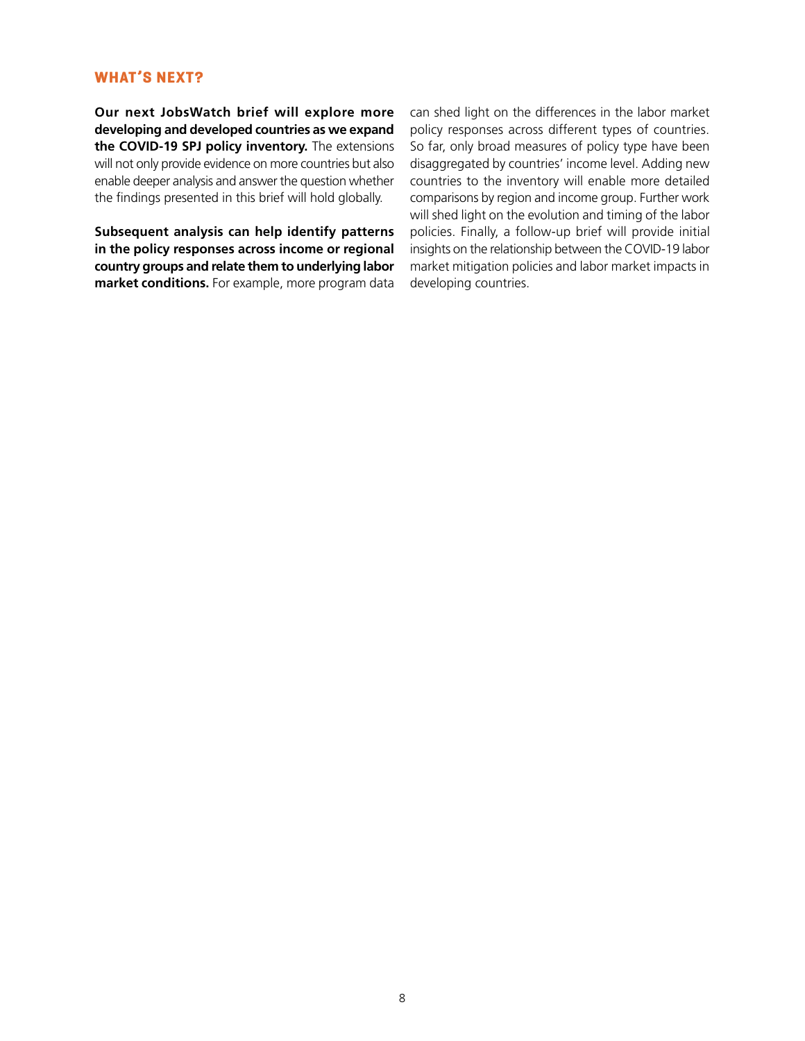## WHAT'S NEXT?

**Our next JobsWatch brief will explore more developing and developed countries as we expand the COVID-19 SPJ policy inventory.** The extensions will not only provide evidence on more countries but also enable deeper analysis and answer the question whether the findings presented in this brief will hold globally.

**Subsequent analysis can help identify patterns in the policy responses across income or regional country groups and relate them to underlying labor market conditions.** For example, more program data can shed light on the differences in the labor market policy responses across different types of countries. So far, only broad measures of policy type have been disaggregated by countries' income level. Adding new countries to the inventory will enable more detailed comparisons by region and income group. Further work will shed light on the evolution and timing of the labor policies. Finally, a follow-up brief will provide initial insights on the relationship between the COVID-19 labor market mitigation policies and labor market impacts in developing countries.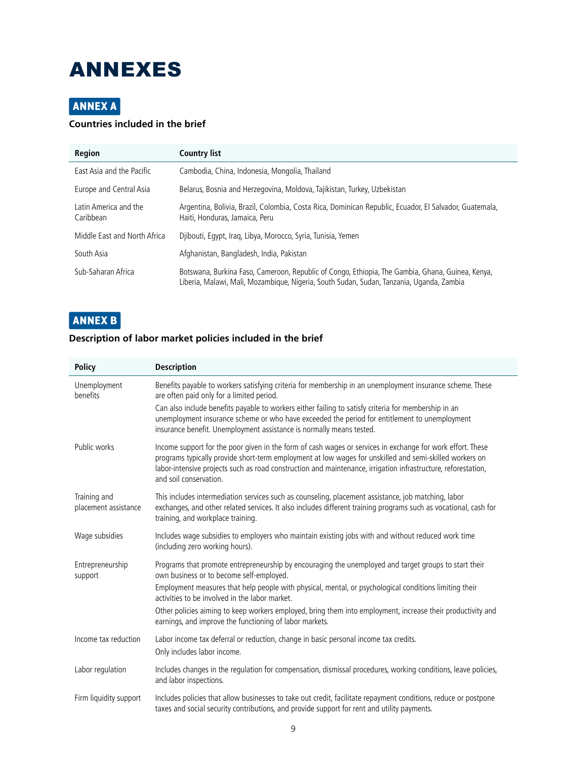# ANNEXES

## ANNEX A

**Countries included in the brief**

| Region | Country list |
| --- | --- |
| East Asia and the Pacific | Cambodia, China, Indonesia, Mongolia, Thailand |
| Europe and Central Asia | Belarus, Bosnia and Herzegovina, Moldova, Tajikistan, Turkey, Uzbekistan |
| Latin America and the Caribbean | Argentina, Bolivia, Brazil, Colombia, Costa Rica, Dominican Republic, Ecuador, El Salvador, Guatemala, Haiti, Honduras, Jamaica, Peru |
| Middle East and North Africa | Djibouti, Egypt, Iraq, Libya, Morocco, Syria, Tunisia, Yemen |
| South Asia | Afghanistan, Bangladesh, India, Pakistan |
| Sub-Saharan Africa | Botswana, Burkina Faso, Cameroon, Republic of Congo, Ethiopia, The Gambia, Ghana, Guinea, Kenya, Liberia, Malawi, Mali, Mozambique, Nigeria, South Sudan, Sudan, Tanzania, Uganda, Zambia |

## ANNEX B

**Description of labor market policies included in the brief**

| Policy | Description |
| --- | --- |
| Unemployment benefits | Benefits payable to workers satisfying criteria for membership in an unemployment insurance scheme. These are often paid only for a limited period.<br>Can also include benefits payable to workers either failing to satisfy criteria for membership in an unemployment insurance scheme or who have exceeded the period for entitlement to unemployment insurance benefit. Unemployment assistance is normally means tested. |
| Public works | Income support for the poor given in the form of cash wages or services in exchange for work effort. These programs typically provide short-term employment at low wages for unskilled and semi-skilled workers on labor-intensive projects such as road construction and maintenance, irrigation infrastructure, reforestation, and soil conservation. |
| Training and placement assistance | This includes intermediation services such as counseling, placement assistance, job matching, labor exchanges, and other related services. It also includes different training programs such as vocational, cash for training, and workplace training. |
| Wage subsidies | Includes wage subsidies to employers who maintain existing jobs with and without reduced work time (including zero working hours). |
| Entrepreneurship support | Programs that promote entrepreneurship by encouraging the unemployed and target groups to start their own business or to become self-employed.<br>Employment measures that help people with physical, mental, or psychological conditions limiting their activities to be involved in the labor market.<br>Other policies aiming to keep workers employed, bring them into employment, increase their productivity and earnings, and improve the functioning of labor markets. |
| Income tax reduction | Labor income tax deferral or reduction, change in basic personal income tax credits.<br>Only includes labor income. |
| Labor regulation | Includes changes in the regulation for compensation, dismissal procedures, working conditions, leave policies, and labor inspections. |
| Firm liquidity support | Includes policies that allow businesses to take out credit, facilitate repayment conditions, reduce or postpone taxes and social security contributions, and provide support for rent and utility payments. |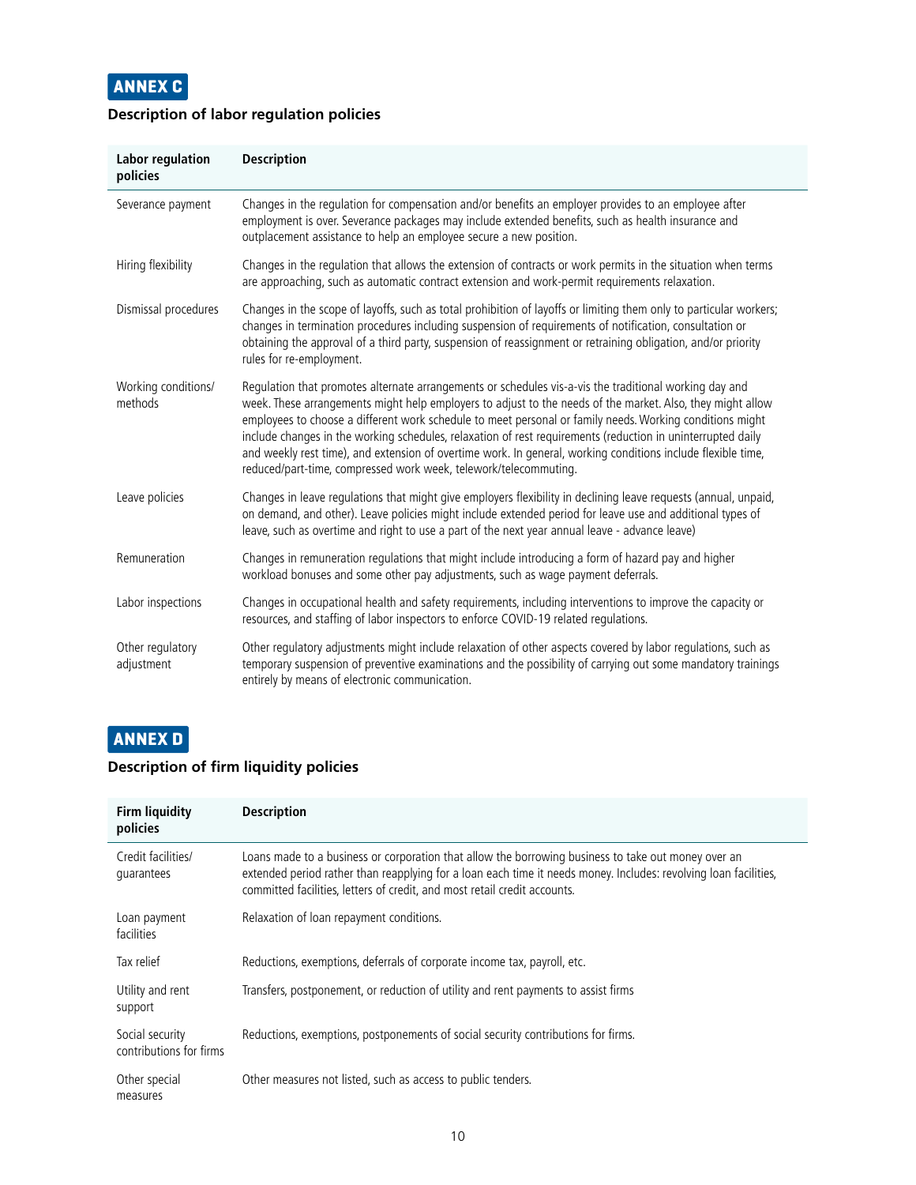## ANNEX C

### Description of labor regulation policies

| Labor regulation policies | Description |
|---|---|
| Severance payment | Changes in the regulation for compensation and/or benefits an employer provides to an employee after employment is over. Severance packages may include extended benefits, such as health insurance and outplacement assistance to help an employee secure a new position. |
| Hiring flexibility | Changes in the regulation that allows the extension of contracts or work permits in the situation when terms are approaching, such as automatic contract extension and work-permit requirements relaxation. |
| Dismissal procedures | Changes in the scope of layoffs, such as total prohibition of layoffs or limiting them only to particular workers; changes in termination procedures including suspension of requirements of notification, consultation or obtaining the approval of a third party, suspension of reassignment or retraining obligation, and/or priority rules for re-employment. |
| Working conditions/ methods | Regulation that promotes alternate arrangements or schedules vis-a-vis the traditional working day and week. These arrangements might help employers to adjust to the needs of the market. Also, they might allow employees to choose a different work schedule to meet personal or family needs. Working conditions might include changes in the working schedules, relaxation of rest requirements (reduction in uninterrupted daily and weekly rest time), and extension of overtime work. In general, working conditions include flexible time, reduced/part-time, compressed work week, telework/telecommuting. |
| Leave policies | Changes in leave regulations that might give employers flexibility in declining leave requests (annual, unpaid, on demand, and other). Leave policies might include extended period for leave use and additional types of leave, such as overtime and right to use a part of the next year annual leave - advance leave) |
| Remuneration | Changes in remuneration regulations that might include introducing a form of hazard pay and higher workload bonuses and some other pay adjustments, such as wage payment deferrals. |
| Labor inspections | Changes in occupational health and safety requirements, including interventions to improve the capacity or resources, and staffing of labor inspectors to enforce COVID-19 related regulations. |
| Other regulatory adjustment | Other regulatory adjustments might include relaxation of other aspects covered by labor regulations, such as temporary suspension of preventive examinations and the possibility of carrying out some mandatory trainings entirely by means of electronic communication. |

## ANNEX D

### Description of firm liquidity policies

| Firm liquidity policies | Description |
|---|---|
| Credit facilities/ guarantees | Loans made to a business or corporation that allow the borrowing business to take out money over an extended period rather than reapplying for a loan each time it needs money. Includes: revolving loan facilities, committed facilities, letters of credit, and most retail credit accounts. |
| Loan payment facilities | Relaxation of loan repayment conditions. |
| Tax relief | Reductions, exemptions, deferrals of corporate income tax, payroll, etc. |
| Utility and rent support | Transfers, postponement, or reduction of utility and rent payments to assist firms |
| Social security contributions for firms | Reductions, exemptions, postponements of social security contributions for firms. |
| Other special measures | Other measures not listed, such as access to public tenders. |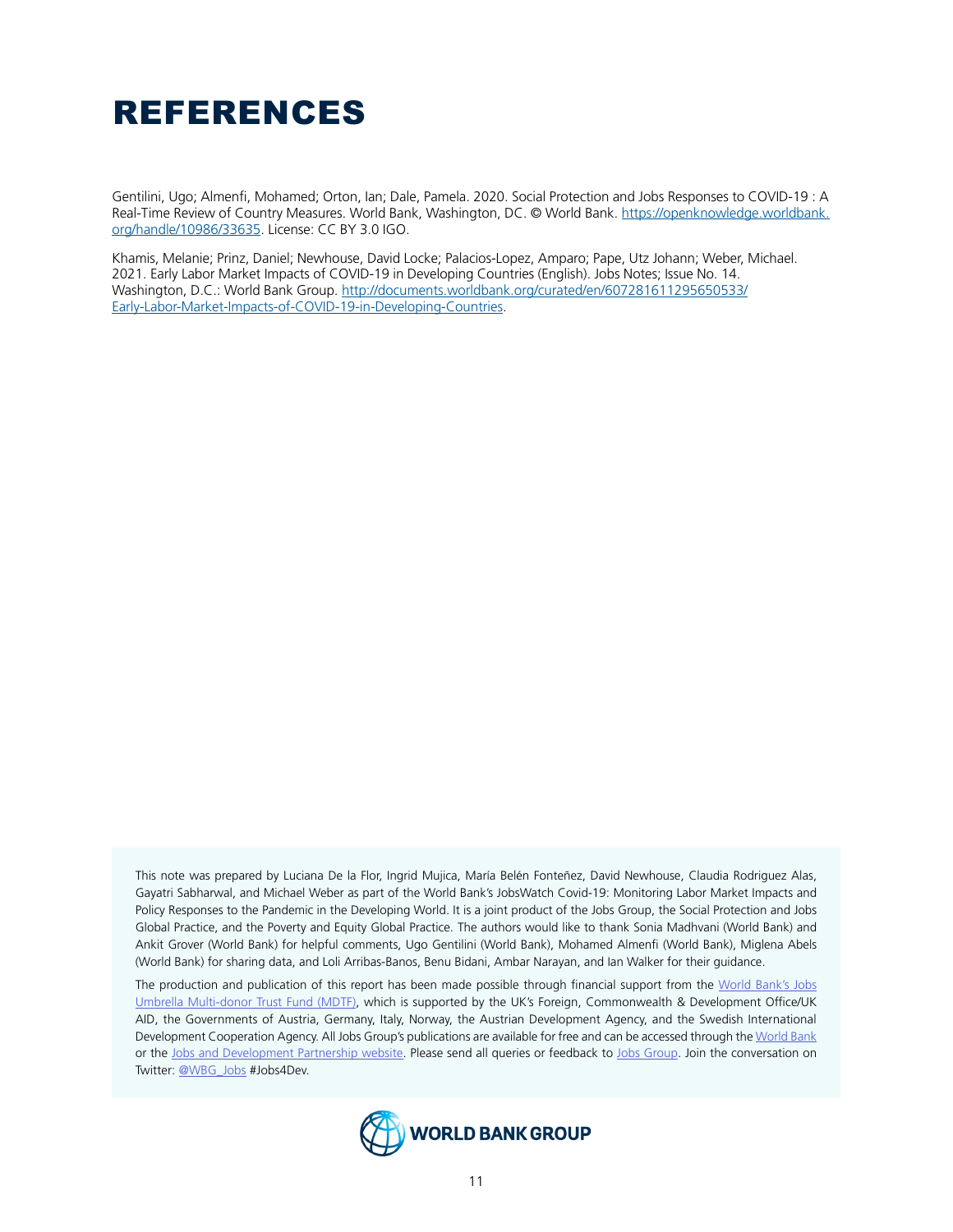# REFERENCES

Gentilini, Ugo; Almenfi, Mohamed; Orton, Ian; Dale, Pamela. 2020. Social Protection and Jobs Responses to COVID-19 : A Real-Time Review of Country Measures. World Bank, Washington, DC. © World Bank. https://openknowledge.worldbank.org/handle/10986/33635. License: CC BY 3.0 IGO.

Khamis, Melanie; Prinz, Daniel; Newhouse, David Locke; Palacios-Lopez, Amparo; Pape, Utz Johann; Weber, Michael. 2021. Early Labor Market Impacts of COVID-19 in Developing Countries (English). Jobs Notes; Issue No. 14. Washington, D.C.: World Bank Group. http://documents.worldbank.org/curated/en/607281611295650533/Early-Labor-Market-Impacts-of-COVID-19-in-Developing-Countries.

This note was prepared by Luciana De la Flor, Ingrid Mujica, María Belén Fonteñez, David Newhouse, Claudia Rodriguez Alas, Gayatri Sabharwal, and Michael Weber as part of the World Bank's JobsWatch Covid-19: Monitoring Labor Market Impacts and Policy Responses to the Pandemic in the Developing World. It is a joint product of the Jobs Group, the Social Protection and Jobs Global Practice, and the Poverty and Equity Global Practice. The authors would like to thank Sonia Madhvani (World Bank) and Ankit Grover (World Bank) for helpful comments, Ugo Gentilini (World Bank), Mohamed Almenfi (World Bank), Miglena Abels (World Bank) for sharing data, and Loli Arribas-Banos, Benu Bidani, Ambar Narayan, and Ian Walker for their guidance.

The production and publication of this report has been made possible through financial support from the World Bank's Jobs Umbrella Multi-donor Trust Fund (MDTF), which is supported by the UK's Foreign, Commonwealth & Development Office/UK AID, the Governments of Austria, Germany, Italy, Norway, the Austrian Development Agency, and the Swedish International Development Cooperation Agency. All Jobs Group's publications are available for free and can be accessed through the World Bank or the Jobs and Development Partnership website. Please send all queries or feedback to Jobs Group. Join the conversation on Twitter: @WBG_Jobs #Jobs4Dev.

WORLD BANK GROUP